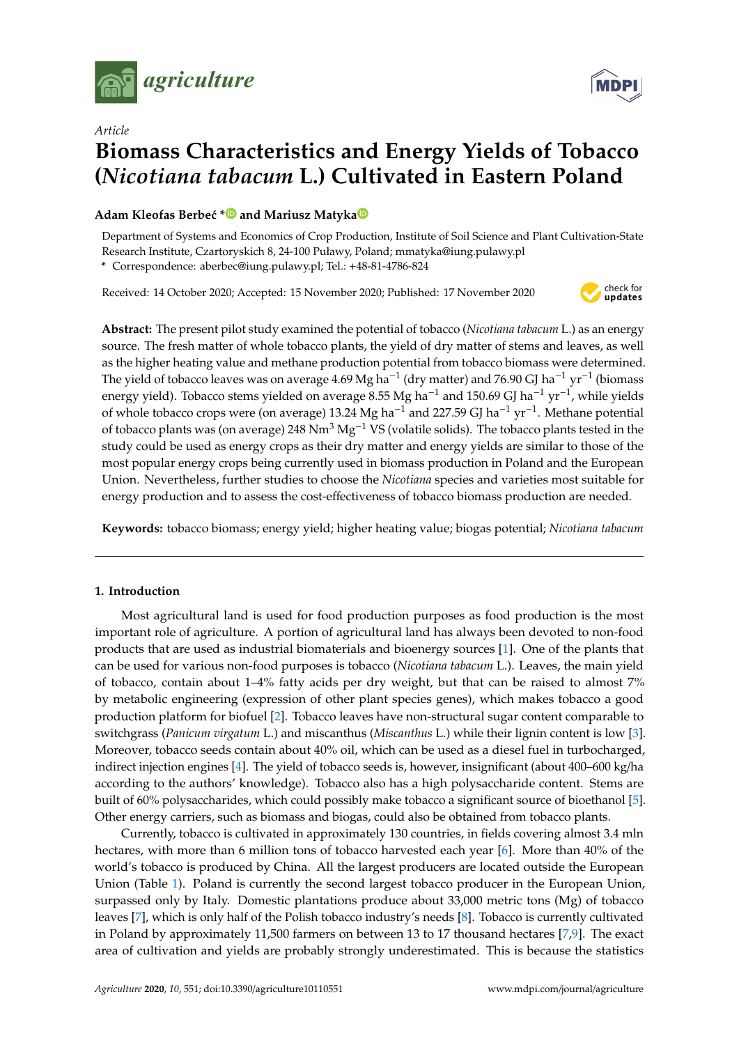*Article*

# Biomass Characteristics and Energy Yields of Tobacco (*Nicotiana tabacum* L.) Cultivated in Eastern Poland

**Adam Kleofas Berbeć * and Mariusz Matyka**

Department of Systems and Economics of Crop Production, Institute of Soil Science and Plant Cultivation-State Research Institute, Czartoryskich 8, 24-100 Puławy, Poland; mmatyka@iung.pulawy.pl

\* Correspondence: aberbec@iung.pulawy.pl; Tel.: +48-81-4786-824

Received: 14 October 2020; Accepted: 15 November 2020; Published: 17 November 2020

**Abstract:** The present pilot study examined the potential of tobacco (*Nicotiana tabacum* L.) as an energy source. The fresh matter of whole tobacco plants, the yield of dry matter of stems and leaves, as well as the higher heating value and methane production potential from tobacco biomass were determined. The yield of tobacco leaves was on average 4.69 Mg $ha^{-1}$ (dry matter) and 76.90 GJ $ha^{-1}$ $yr^{-1}$ (biomass energy yield). Tobacco stems yielded on average 8.55 Mg $ha^{-1}$ and 150.69 GJ $ha^{-1}$ $yr^{-1}$, while yields of whole tobacco crops were (on average) 13.24 Mg $ha^{-1}$ and 227.59 GJ $ha^{-1}$ $yr^{-1}$. Methane potential of tobacco plants was (on average) 248 $Nm^3$ $Mg^{-1}$ VS (volatile solids). The tobacco plants tested in the study could be used as energy crops as their dry matter and energy yields are similar to those of the most popular energy crops being currently used in biomass production in Poland and the European Union. Nevertheless, further studies to choose the *Nicotiana* species and varieties most suitable for energy production and to assess the cost-effectiveness of tobacco biomass production are needed.

**Keywords:** tobacco biomass; energy yield; higher heating value; biogas potential; *Nicotiana tabacum*

## 1. Introduction

Most agricultural land is used for food production purposes as food production is the most important role of agriculture. A portion of agricultural land has always been devoted to non-food products that are used as industrial biomaterials and bioenergy sources [1]. One of the plants that can be used for various non-food purposes is tobacco (*Nicotiana tabacum* L.). Leaves, the main yield of tobacco, contain about 1–4% fatty acids per dry weight, but that can be raised to almost 7% by metabolic engineering (expression of other plant species genes), which makes tobacco a good production platform for biofuel [2]. Tobacco leaves have non-structural sugar content comparable to switchgrass (*Panicum virgatum* L.) and miscanthus (*Miscanthus* L.) while their lignin content is low [3]. Moreover, tobacco seeds contain about 40% oil, which can be used as a diesel fuel in turbocharged, indirect injection engines [4]. The yield of tobacco seeds is, however, insignificant (about 400–600 kg/ha according to the authors' knowledge). Tobacco also has a high polysaccharide content. Stems are built of 60% polysaccharides, which could possibly make tobacco a significant source of bioethanol [5]. Other energy carriers, such as biomass and biogas, could also be obtained from tobacco plants.

Currently, tobacco is cultivated in approximately 130 countries, in fields covering almost 3.4 mln hectares, with more than 6 million tons of tobacco harvested each year [6]. More than 40% of the world's tobacco is produced by China. All the largest producers are located outside the European Union (Table 1). Poland is currently the second largest tobacco producer in the European Union, surpassed only by Italy. Domestic plantations produce about 33,000 metric tons (Mg) of tobacco leaves [7], which is only half of the Polish tobacco industry's needs [8]. Tobacco is currently cultivated in Poland by approximately 11,500 farmers on between 13 to 17 thousand hectares [7,9]. The exact area of cultivation and yields are probably strongly underestimated. This is because the statistics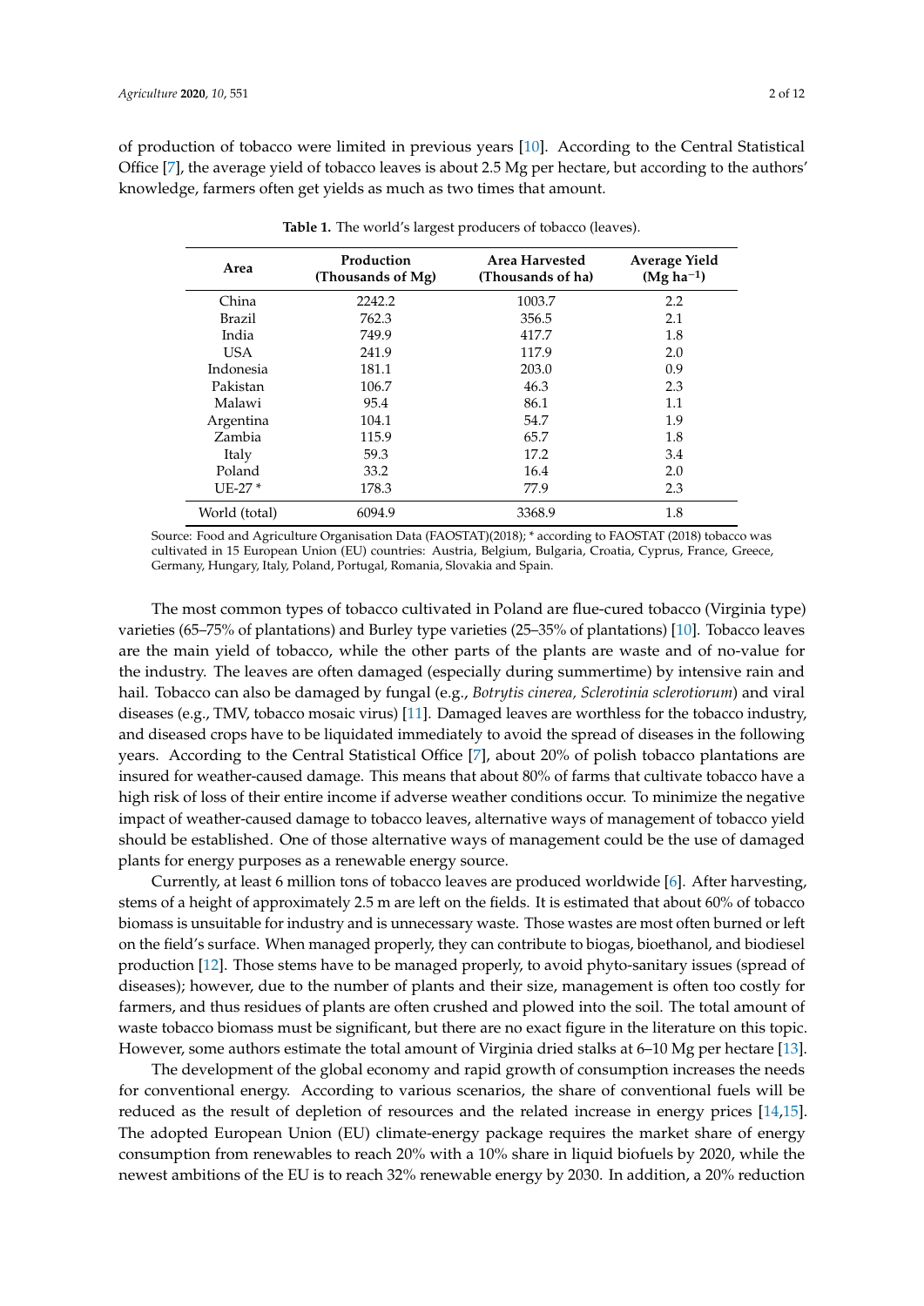of production of tobacco were limited in previous years [10]. According to the Central Statistical Office [7], the average yield of tobacco leaves is about 2.5 Mg per hectare, but according to the authors' knowledge, farmers often get yields as much as two times that amount.

**Table 1.** The world's largest producers of tobacco (leaves).

| Area | Production (Thousands of Mg) | Area Harvested (Thousands of ha) | Average Yield (Mg ha$^{-1}$) |
|---|---|---|---|
| China | 2242.2 | 1003.7 | 2.2 |
| Brazil | 762.3 | 356.5 | 2.1 |
| India | 749.9 | 417.7 | 1.8 |
| USA | 241.9 | 117.9 | 2.0 |
| Indonesia | 181.1 | 203.0 | 0.9 |
| Pakistan | 106.7 | 46.3 | 2.3 |
| Malawi | 95.4 | 86.1 | 1.1 |
| Argentina | 104.1 | 54.7 | 1.9 |
| Zambia | 115.9 | 65.7 | 1.8 |
| Italy | 59.3 | 17.2 | 3.4 |
| Poland | 33.2 | 16.4 | 2.0 |
| UE-27 * | 178.3 | 77.9 | 2.3 |
| World (total) | 6094.9 | 3368.9 | 1.8 |

Source: Food and Agriculture Organisation Data (FAOSTAT)(2018); * according to FAOSTAT (2018) tobacco was cultivated in 15 European Union (EU) countries: Austria, Belgium, Bulgaria, Croatia, Cyprus, France, Greece, Germany, Hungary, Italy, Poland, Portugal, Romania, Slovakia and Spain.

The most common types of tobacco cultivated in Poland are flue-cured tobacco (Virginia type) varieties (65–75% of plantations) and Burley type varieties (25–35% of plantations) [10]. Tobacco leaves are the main yield of tobacco, while the other parts of the plants are waste and of no-value for the industry. The leaves are often damaged (especially during summertime) by intensive rain and hail. Tobacco can also be damaged by fungal (e.g., *Botrytis cinerea, Sclerotinia sclerotiorum*) and viral diseases (e.g., TMV, tobacco mosaic virus) [11]. Damaged leaves are worthless for the tobacco industry, and diseased crops have to be liquidated immediately to avoid the spread of diseases in the following years. According to the Central Statistical Office [7], about 20% of polish tobacco plantations are insured for weather-caused damage. This means that about 80% of farms that cultivate tobacco have a high risk of loss of their entire income if adverse weather conditions occur. To minimize the negative impact of weather-caused damage to tobacco leaves, alternative ways of management of tobacco yield should be established. One of those alternative ways of management could be the use of damaged plants for energy purposes as a renewable energy source.

Currently, at least 6 million tons of tobacco leaves are produced worldwide [6]. After harvesting, stems of a height of approximately 2.5 m are left on the fields. It is estimated that about 60% of tobacco biomass is unsuitable for industry and is unnecessary waste. Those wastes are most often burned or left on the field's surface. When managed properly, they can contribute to biogas, bioethanol, and biodiesel production [12]. Those stems have to be managed properly, to avoid phyto-sanitary issues (spread of diseases); however, due to the number of plants and their size, management is often too costly for farmers, and thus residues of plants are often crushed and plowed into the soil. The total amount of waste tobacco biomass must be significant, but there are no exact figure in the literature on this topic. However, some authors estimate the total amount of Virginia dried stalks at 6–10 Mg per hectare [13].

The development of the global economy and rapid growth of consumption increases the needs for conventional energy. According to various scenarios, the share of conventional fuels will be reduced as the result of depletion of resources and the related increase in energy prices [14,15]. The adopted European Union (EU) climate-energy package requires the market share of energy consumption from renewables to reach 20% with a 10% share in liquid biofuels by 2020, while the newest ambitions of the EU is to reach 32% renewable energy by 2030. In addition, a 20% reduction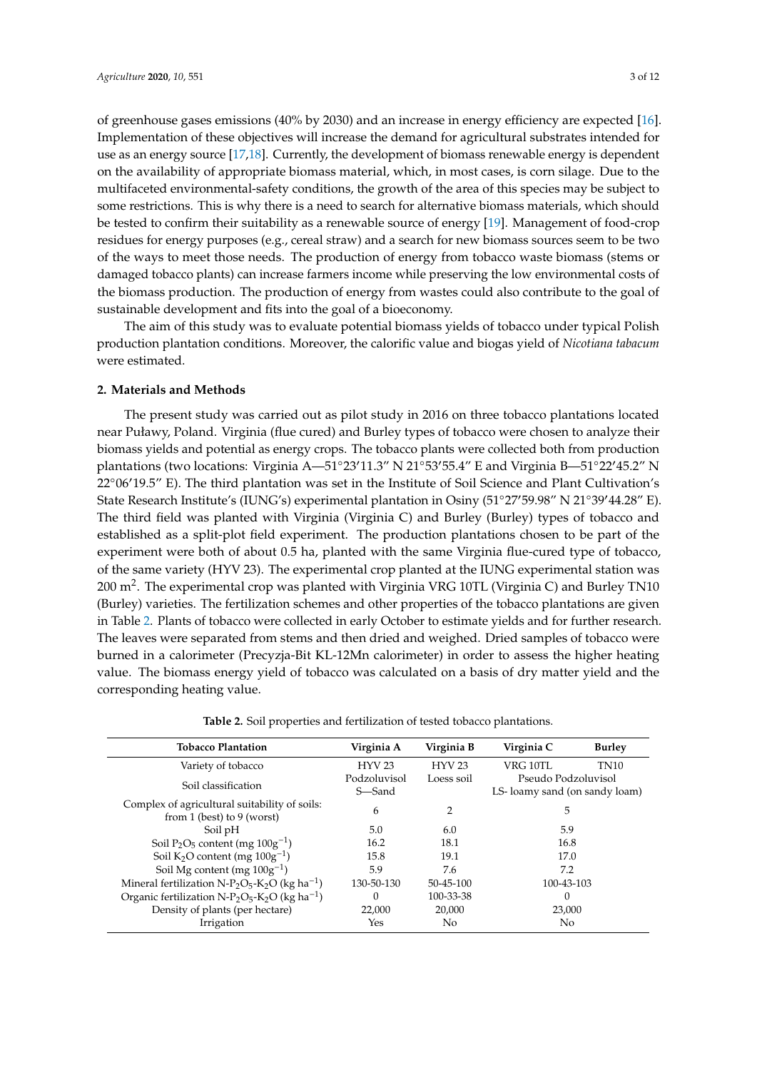of greenhouse gases emissions (40% by 2030) and an increase in energy efficiency are expected [16]. Implementation of these objectives will increase the demand for agricultural substrates intended for use as an energy source [17,18]. Currently, the development of biomass renewable energy is dependent on the availability of appropriate biomass material, which, in most cases, is corn silage. Due to the multifaceted environmental-safety conditions, the growth of the area of this species may be subject to some restrictions. This is why there is a need to search for alternative biomass materials, which should be tested to confirm their suitability as a renewable source of energy [19]. Management of food-crop residues for energy purposes (e.g., cereal straw) and a search for new biomass sources seem to be two of the ways to meet those needs. The production of energy from tobacco waste biomass (stems or damaged tobacco plants) can increase farmers income while preserving the low environmental costs of the biomass production. The production of energy from wastes could also contribute to the goal of sustainable development and fits into the goal of a bioeconomy.

The aim of this study was to evaluate potential biomass yields of tobacco under typical Polish production plantation conditions. Moreover, the calorific value and biogas yield of *Nicotiana tabacum* were estimated.

## 2. Materials and Methods

The present study was carried out as pilot study in 2016 on three tobacco plantations located near Puławy, Poland. Virginia (flue cured) and Burley types of tobacco were chosen to analyze their biomass yields and potential as energy crops. The tobacco plants were collected both from production plantations (two locations: Virginia A—51°23′11.3″ N 21°53′55.4″ E and Virginia B—51°22′45.2″ N 22°06′19.5″ E). The third plantation was set in the Institute of Soil Science and Plant Cultivation's State Research Institute's (IUNG's) experimental plantation in Osiny (51°27′59.98″ N 21°39′44.28″ E). The third field was planted with Virginia (Virginia C) and Burley (Burley) types of tobacco and established as a split-plot field experiment. The production plantations chosen to be part of the experiment were both of about 0.5 ha, planted with the same Virginia flue-cured type of tobacco, of the same variety (HYV 23). The experimental crop planted at the IUNG experimental station was 200 $m^2$. The experimental crop was planted with Virginia VRG 10TL (Virginia C) and Burley TN10 (Burley) varieties. The fertilization schemes and other properties of the tobacco plantations are given in Table 2. Plants of tobacco were collected in early October to estimate yields and for further research. The leaves were separated from stems and then dried and weighed. Dried samples of tobacco were burned in a calorimeter (Precyzja-Bit KL-12Mn calorimeter) in order to assess the higher heating value. The biomass energy yield of tobacco was calculated on a basis of dry matter yield and the corresponding heating value.

**Table 2.** Soil properties and fertilization of tested tobacco plantations.

| Tobacco Plantation | Virginia A | Virginia B | Virginia C | Burley |
|---|---|---|---|---|
| Variety of tobacco | HYV 23 | HYV 23 | VRG 10TL | TN10 |
| Soil classification | Podzoluvisol S—Sand | Loess soil | Pseudo Podzoluvisol LS- loamy sand (on sandy loam) | |
| Complex of agricultural suitability of soils: from 1 (best) to 9 (worst) | 6 | 2 | 5 | |
| Soil pH | 5.0 | 6.0 | 5.9 | |
| Soil $P_2O_5$ content (mg $100g^{-1}$) | 16.2 | 18.1 | 16.8 | |
| Soil $K_2O$ content (mg $100g^{-1}$) | 15.8 | 19.1 | 17.0 | |
| Soil Mg content (mg $100g^{-1}$) | 5.9 | 7.6 | 7.2 | |
| Mineral fertilization N-$P_2O_5$-$K_2O$ (kg $ha^{-1}$) | 130-50-130 | 50-45-100 | 100-43-103 | |
| Organic fertilization N-$P_2O_5$-$K_2O$ (kg $ha^{-1}$) | 0 | 100-33-38 | 0 | |
| Density of plants (per hectare) | 22,000 | 20,000 | 23,000 | |
| Irrigation | Yes | No | No | |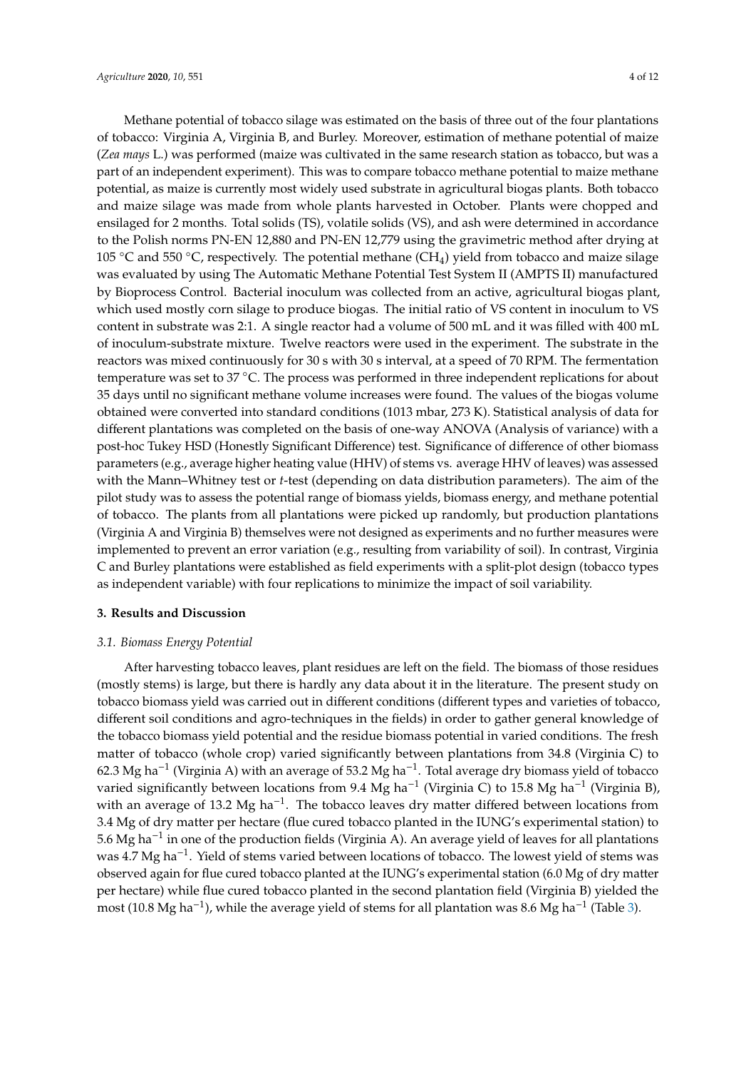Methane potential of tobacco silage was estimated on the basis of three out of the four plantations of tobacco: Virginia A, Virginia B, and Burley. Moreover, estimation of methane potential of maize (*Zea mays* L.) was performed (maize was cultivated in the same research station as tobacco, but was a part of an independent experiment). This was to compare tobacco methane potential to maize methane potential, as maize is currently most widely used substrate in agricultural biogas plants. Both tobacco and maize silage was made from whole plants harvested in October. Plants were chopped and ensilaged for 2 months. Total solids (TS), volatile solids (VS), and ash were determined in accordance to the Polish norms PN-EN 12,880 and PN-EN 12,779 using the gravimetric method after drying at 105 °C and 550 °C, respectively. The potential methane ($CH_4$) yield from tobacco and maize silage was evaluated by using The Automatic Methane Potential Test System II (AMPTS II) manufactured by Bioprocess Control. Bacterial inoculum was collected from an active, agricultural biogas plant, which used mostly corn silage to produce biogas. The initial ratio of VS content in inoculum to VS content in substrate was 2:1. A single reactor had a volume of 500 mL and it was filled with 400 mL of inoculum-substrate mixture. Twelve reactors were used in the experiment. The substrate in the reactors was mixed continuously for 30 s with 30 s interval, at a speed of 70 RPM. The fermentation temperature was set to 37 °C. The process was performed in three independent replications for about 35 days until no significant methane volume increases were found. The values of the biogas volume obtained were converted into standard conditions (1013 mbar, 273 K). Statistical analysis of data for different plantations was completed on the basis of one-way ANOVA (Analysis of variance) with a post-hoc Tukey HSD (Honestly Significant Difference) test. Significance of difference of other biomass parameters (e.g., average higher heating value (HHV) of stems vs. average HHV of leaves) was assessed with the Mann–Whitney test or *t*-test (depending on data distribution parameters). The aim of the pilot study was to assess the potential range of biomass yields, biomass energy, and methane potential of tobacco. The plants from all plantations were picked up randomly, but production plantations (Virginia A and Virginia B) themselves were not designed as experiments and no further measures were implemented to prevent an error variation (e.g., resulting from variability of soil). In contrast, Virginia C and Burley plantations were established as field experiments with a split-plot design (tobacco types as independent variable) with four replications to minimize the impact of soil variability.

## 3. Results and Discussion

### *3.1. Biomass Energy Potential*

After harvesting tobacco leaves, plant residues are left on the field. The biomass of those residues (mostly stems) is large, but there is hardly any data about it in the literature. The present study on tobacco biomass yield was carried out in different conditions (different types and varieties of tobacco, different soil conditions and agro-techniques in the fields) in order to gather general knowledge of the tobacco biomass yield potential and the residue biomass potential in varied conditions. The fresh matter of tobacco (whole crop) varied significantly between plantations from 34.8 (Virginia C) to 62.3 Mg ha$^{-1}$ (Virginia A) with an average of 53.2 Mg ha$^{-1}$. Total average dry biomass yield of tobacco varied significantly between locations from 9.4 Mg ha$^{-1}$ (Virginia C) to 15.8 Mg ha$^{-1}$ (Virginia B), with an average of 13.2 Mg ha$^{-1}$. The tobacco leaves dry matter differed between locations from 3.4 Mg of dry matter per hectare (flue cured tobacco planted in the IUNG's experimental station) to 5.6 Mg ha$^{-1}$ in one of the production fields (Virginia A). An average yield of leaves for all plantations was 4.7 Mg ha$^{-1}$. Yield of stems varied between locations of tobacco. The lowest yield of stems was observed again for flue cured tobacco planted at the IUNG's experimental station (6.0 Mg of dry matter per hectare) while flue cured tobacco planted in the second plantation field (Virginia B) yielded the most (10.8 Mg ha$^{-1}$), while the average yield of stems for all plantation was 8.6 Mg ha$^{-1}$ (Table 3).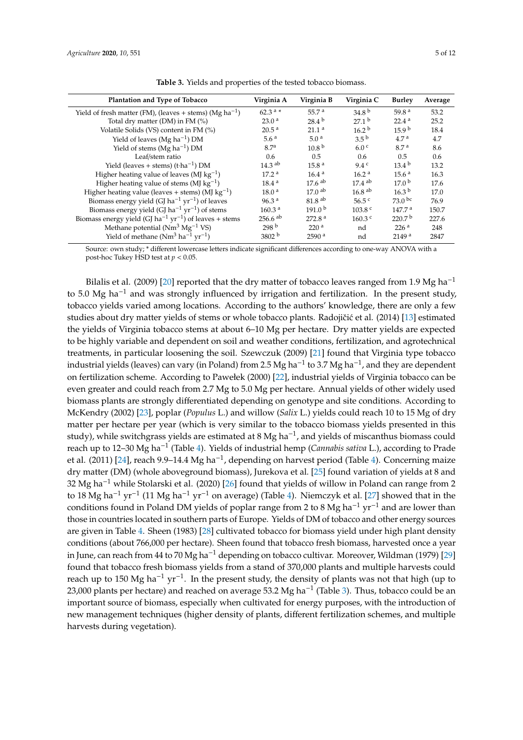**Table 3.** Yields and properties of the tested tobacco biomass.

| Plantation and Type of Tobacco | Virginia A | Virginia B | Virginia C | Burley | Average |
|---|---|---|---|---|---|
| Yield of fresh matter (FM), (leaves + stems) (Mg $ha^{-1}$) | 62.3 [a] * | 55.7 [a] | 34.8 [b] | 59.8 [a] | 53.2 |
| Total dry matter (DM) in FM (%) | 23.0 [a] | 28.4 [b] | 27.1 [b] | 22.4 [a] | 25.2 |
| Volatile Solids (VS) content in FM (%) | 20.5 [a] | 21.1 [a] | 16.2 [b] | 15.9 [b] | 18.4 |
| Yield of leaves (Mg $ha^{-1}$) DM | 5.6 [a] | 5.0 [a] | 3.5 [b] | 4.7 [a] | 4.7 |
| Yield of stems (Mg $ha^{-1}$) DM | 8.7[a] | 10.8 [b] | 6.0 [c] | 8.7 [a] | 8.6 |
| Leaf/stem ratio | 0.6 | 0.5 | 0.6 | 0.5 | 0.6 |
| Yield (leaves + stems) (t·$ha^{-1}$) DM | 14.3 [ab] | 15.8 [a] | 9.4 [c] | 13.4 [b] | 13.2 |
| Higher heating value of leaves (MJ $kg^{-1}$) | 17.2 [a] | 16.4 [a] | 16.2 [a] | 15.6 [a] | 16.3 |
| Higher heating value of stems (MJ $kg^{-1}$) | 18.4 [a] | 17.6 [ab] | 17.4 [ab] | 17.0 [b] | 17.6 |
| Higher heating value (leaves + stems) (MJ $kg^{-1}$) | 18.0 [a] | 17.0 [ab] | 16.8 [ab] | 16.3 [b] | 17.0 |
| Biomass energy yield (GJ $ha^{-1}$ $yr^{-1}$) of leaves | 96.3 [a] | 81.8 [ab] | 56.5 [c] | 73.0 [bc] | 76.9 |
| Biomass energy yield (GJ $ha^{-1}$ $yr^{-1}$) of stems | 160.3 [a] | 191.0 [b] | 103.8 [c] | 147.7 [a] | 150.7 |
| Biomass energy yield (GJ $ha^{-1}$ $yr^{-1}$) of leaves + stems | 256.6 [ab] | 272.8 [a] | 160.3 [c] | 220.7 [b] | 227.6 |
| Methane potential ($Nm^3$ $Mg^{-1}$ VS) | 298 [b] | 220 [a] | nd | 226 [a] | 248 |
| Yield of methane ($Nm^3$ $ha^{-1}$ $yr^{-1}$) | 3802 [b] | 2590 [a] | nd | 2149 [a] | 2847 |

Source: own study; * different lowercase letters indicate significant differences according to one-way ANOVA with a post-hoc Tukey HSD test at $p < 0.05$.

Bilalis et al. (2009) [20] reported that the dry matter of tobacco leaves ranged from 1.9 Mg $ha^{-1}$ to 5.0 Mg $ha^{-1}$ and was strongly influenced by irrigation and fertilization. In the present study, tobacco yields varied among locations. According to the authors' knowledge, there are only a few studies about dry matter yields of stems or whole tobacco plants. Radojičić et al. (2014) [13] estimated the yields of Virginia tobacco stems at about 6–10 Mg per hectare. Dry matter yields are expected to be highly variable and dependent on soil and weather conditions, fertilization, and agrotechnical treatments, in particular loosening the soil. Szewczuk (2009) [21] found that Virginia type tobacco industrial yields (leaves) can vary (in Poland) from 2.5 Mg $ha^{-1}$ to 3.7 Mg $ha^{-1}$, and they are dependent on fertilization scheme. According to Pawełek (2000) [22], industrial yields of Virginia tobacco can be even greater and could reach from 2.7 Mg to 5.0 Mg per hectare. Annual yields of other widely used biomass plants are strongly differentiated depending on genotype and site conditions. According to McKendry (2002) [23], poplar (*Populus* L.) and willow (*Salix* L.) yields could reach 10 to 15 Mg of dry matter per hectare per year (which is very similar to the tobacco biomass yields presented in this study), while switchgrass yields are estimated at 8 Mg $ha^{-1}$, and yields of miscanthus biomass could reach up to 12–30 Mg $ha^{-1}$ (Table 4). Yields of industrial hemp (*Cannabis sativa* L.), according to Prade et al. (2011) [24], reach 9.9–14.4 Mg $ha^{-1}$, depending on harvest period (Table 4). Concerning maize dry matter (DM) (whole aboveground biomass), Jurekova et al. [25] found variation of yields at 8 and 32 Mg $ha^{-1}$ while Stolarski et al. (2020) [26] found that yields of willow in Poland can range from 2 to 18 Mg $ha^{-1}$ $yr^{-1}$ (11 Mg $ha^{-1}$ $yr^{-1}$ on average) (Table 4). Niemczyk et al. [27] showed that in the conditions found in Poland DM yields of poplar range from 2 to 8 Mg $ha^{-1}$ $yr^{-1}$ and are lower than those in countries located in southern parts of Europe. Yields of DM of tobacco and other energy sources are given in Table 4. Sheen (1983) [28] cultivated tobacco for biomass yield under high plant density conditions (about 766,000 per hectare). Sheen found that tobacco fresh biomass, harvested once a year in June, can reach from 44 to 70 Mg $ha^{-1}$ depending on tobacco cultivar. Moreover, Wildman (1979) [29] found that tobacco fresh biomass yields from a stand of 370,000 plants and multiple harvests could reach up to 150 Mg $ha^{-1}$ $yr^{-1}$. In the present study, the density of plants was not that high (up to 23,000 plants per hectare) and reached on average 53.2 Mg $ha^{-1}$ (Table 3). Thus, tobacco could be an important source of biomass, especially when cultivated for energy purposes, with the introduction of new management techniques (higher density of plants, different fertilization schemes, and multiple harvests during vegetation).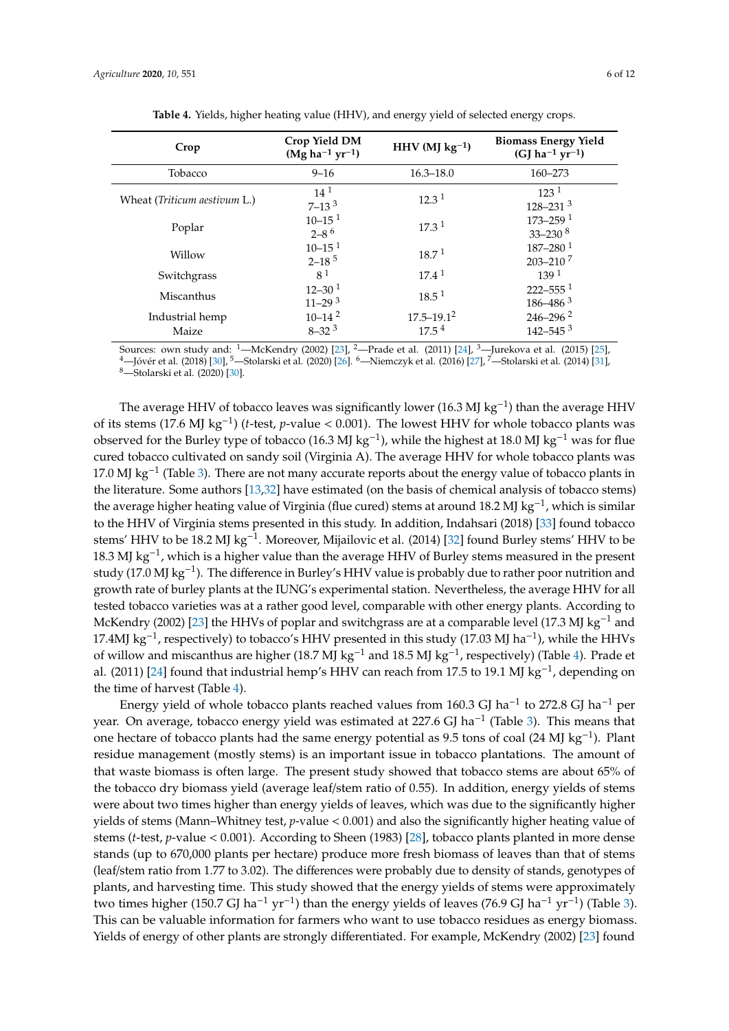**Table 4.** Yields, higher heating value (HHV), and energy yield of selected energy crops.

| Crop | Crop Yield DM (Mg ha$^{-1}$ yr$^{-1}$) | HHV (MJ kg$^{-1}$) | Biomass Energy Yield (GJ ha$^{-1}$ yr$^{-1}$) |
|---|---|---|---|
| Tobacco | 9–16 | 16.3–18.0 | 160–273 |
| Wheat (*Triticum aestivum* L.) | 14 [1]<br>7–13 [3] | 12.3 [1] | 123 [1]<br>128–231 [3] |
| Poplar | 10–15 [1]<br>2–8 [6] | 17.3 [1] | 173–259 [1]<br>33–230 [8] |
| Willow | 10–15 [1]<br>2–18 [5] | 18.7 [1] | 187–280 [1]<br>203–210 [7] |
| Switchgrass | 8 [1] | 17.4 [1] | 139 [1] |
| Miscanthus | 12–30 [1]<br>11–29 [3] | 18.5 [1] | 222–555 [1]<br>186–486 [3] |
| Industrial hemp | 10–14 [2] | 17.5–19.1 [2] | 246–296 [2] |
| Maize | 8–32 [3] | 17.5 [4] | 142–545 [3] |

Sources: own study and: [1]—McKendry (2002) [23], [2]—Prade et al. (2011) [24], [3]—Jurekova et al. (2015) [25], [4]—Jóvér et al. (2018) [30], [5]—Stolarski et al. (2020) [26]. [6]—Niemczyk et al. (2016) [27], [7]—Stolarski et al. (2014) [31], [8]—Stolarski et al. (2020) [30].

The average HHV of tobacco leaves was significantly lower (16.3 MJ kg$^{-1}$) than the average HHV of its stems (17.6 MJ kg$^{-1}$) (*t*-test, *p*-value < 0.001). The lowest HHV for whole tobacco plants was observed for the Burley type of tobacco (16.3 MJ kg$^{-1}$), while the highest at 18.0 MJ kg$^{-1}$ was for flue cured tobacco cultivated on sandy soil (Virginia A). The average HHV for whole tobacco plants was 17.0 MJ kg$^{-1}$ (Table 3). There are not many accurate reports about the energy value of tobacco plants in the literature. Some authors [13,32] have estimated (on the basis of chemical analysis of tobacco stems) the average higher heating value of Virginia (flue cured) stems at around 18.2 MJ kg$^{-1}$, which is similar to the HHV of Virginia stems presented in this study. In addition, Indahsari (2018) [33] found tobacco stems' HHV to be 18.2 MJ kg$^{-1}$. Moreover, Mijailovic et al. (2014) [32] found Burley stems' HHV to be 18.3 MJ kg$^{-1}$, which is a higher value than the average HHV of Burley stems measured in the present study (17.0 MJ kg$^{-1}$). The difference in Burley's HHV value is probably due to rather poor nutrition and growth rate of burley plants at the IUNG's experimental station. Nevertheless, the average HHV for all tested tobacco varieties was at a rather good level, comparable with other energy plants. According to McKendry (2002) [23] the HHVs of poplar and switchgrass are at a comparable level (17.3 MJ kg$^{-1}$ and 17.4MJ kg$^{-1}$, respectively) to tobacco's HHV presented in this study (17.03 MJ ha$^{-1}$), while the HHVs of willow and miscanthus are higher (18.7 MJ kg$^{-1}$ and 18.5 MJ kg$^{-1}$, respectively) (Table 4). Prade et al. (2011) [24] found that industrial hemp's HHV can reach from 17.5 to 19.1 MJ kg$^{-1}$, depending on the time of harvest (Table 4).

Energy yield of whole tobacco plants reached values from 160.3 GJ ha$^{-1}$ to 272.8 GJ ha$^{-1}$ per year. On average, tobacco energy yield was estimated at 227.6 GJ ha$^{-1}$ (Table 3). This means that one hectare of tobacco plants had the same energy potential as 9.5 tons of coal (24 MJ kg$^{-1}$). Plant residue management (mostly stems) is an important issue in tobacco plantations. The amount of that waste biomass is often large. The present study showed that tobacco stems are about 65% of the tobacco dry biomass yield (average leaf/stem ratio of 0.55). In addition, energy yields of stems were about two times higher than energy yields of leaves, which was due to the significantly higher yields of stems (Mann–Whitney test, *p*-value < 0.001) and also the significantly higher heating value of stems (*t*-test, *p*-value < 0.001). According to Sheen (1983) [28], tobacco plants planted in more dense stands (up to 670,000 plants per hectare) produce more fresh biomass of leaves than that of stems (leaf/stem ratio from 1.77 to 3.02). The differences were probably due to density of stands, genotypes of plants, and harvesting time. This study showed that the energy yields of stems were approximately two times higher (150.7 GJ ha$^{-1}$ yr$^{-1}$) than the energy yields of leaves (76.9 GJ ha$^{-1}$ yr$^{-1}$) (Table 3). This can be valuable information for farmers who want to use tobacco residues as energy biomass. Yields of energy of other plants are strongly differentiated. For example, McKendry (2002) [23] found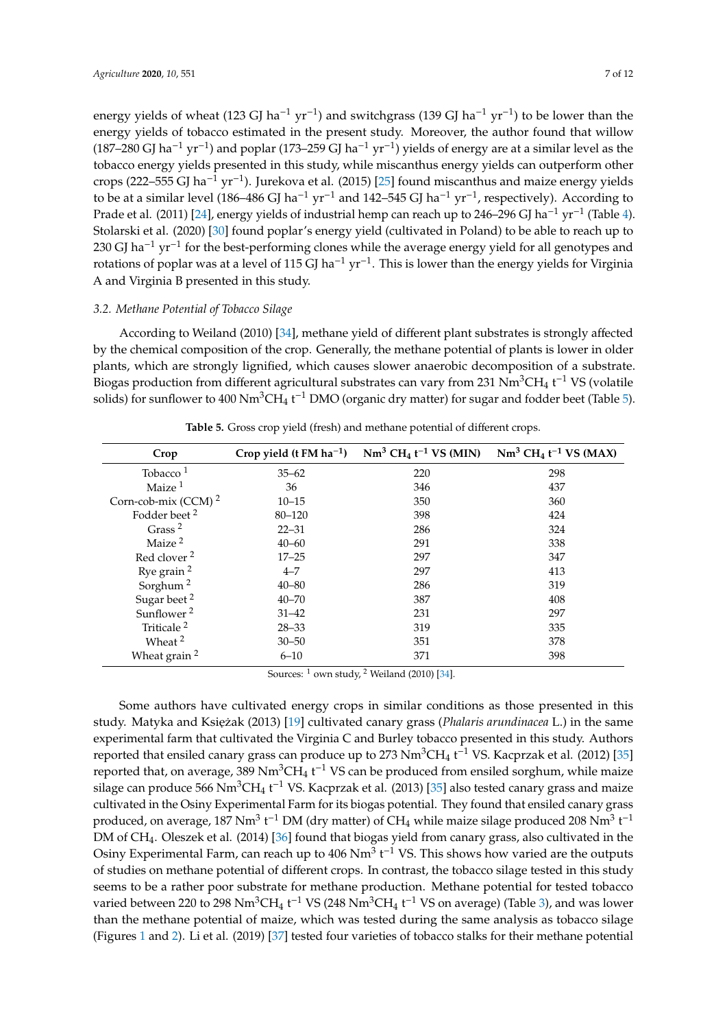energy yields of wheat (123 GJ $ha^{-1}$ $yr^{-1}$) and switchgrass (139 GJ $ha^{-1}$ $yr^{-1}$) to be lower than the energy yields of tobacco estimated in the present study. Moreover, the author found that willow (187–280 GJ $ha^{-1}$ $yr^{-1}$) and poplar (173–259 GJ $ha^{-1}$ $yr^{-1}$) yields of energy are at a similar level as the tobacco energy yields presented in this study, while miscanthus energy yields can outperform other crops (222–555 GJ $ha^{-1}$ $yr^{-1}$). Jurekova et al. (2015) [25] found miscanthus and maize energy yields to be at a similar level (186–486 GJ $ha^{-1}$ $yr^{-1}$ and 142–545 GJ $ha^{-1}$ $yr^{-1}$, respectively). According to Prade et al. (2011) [24], energy yields of industrial hemp can reach up to 246–296 GJ $ha^{-1}$ $yr^{-1}$ (Table 4). Stolarski et al. (2020) [30] found poplar's energy yield (cultivated in Poland) to be able to reach up to 230 GJ $ha^{-1}$ $yr^{-1}$ for the best-performing clones while the average energy yield for all genotypes and rotations of poplar was at a level of 115 GJ $ha^{-1}$ $yr^{-1}$. This is lower than the energy yields for Virginia A and Virginia B presented in this study.

### 3.2. Methane Potential of Tobacco Silage

According to Weiland (2010) [34], methane yield of different plant substrates is strongly affected by the chemical composition of the crop. Generally, the methane potential of plants is lower in older plants, which are strongly lignified, which causes slower anaerobic decomposition of a substrate. Biogas production from different agricultural substrates can vary from 231 $Nm^3CH_4$ $t^{-1}$ VS (volatile solids) for sunflower to 400 $Nm^3CH_4$ $t^{-1}$ DMO (organic dry matter) for sugar and fodder beet (Table 5).

**Table 5.** Gross crop yield (fresh) and methane potential of different crops.

| Crop | Crop yield (t FM $ha^{-1}$) | $Nm^3$ $CH_4$ $t^{-1}$ VS (MIN) | $Nm^3$ $CH_4$ $t^{-1}$ VS (MAX) |
|---|---|---|---|
| Tobacco [1] | 35–62 | 220 | 298 |
| Maize [1] | 36 | 346 | 437 |
| Corn-cob-mix (CCM) [2] | 10–15 | 350 | 360 |
| Fodder beet [2] | 80–120 | 398 | 424 |
| Grass [2] | 22–31 | 286 | 324 |
| Maize [2] | 40–60 | 291 | 338 |
| Red clover [2] | 17–25 | 297 | 347 |
| Rye grain [2] | 4–7 | 297 | 413 |
| Sorghum [2] | 40–80 | 286 | 319 |
| Sugar beet [2] | 40–70 | 387 | 408 |
| Sunflower [2] | 31–42 | 231 | 297 |
| Triticale [2] | 28–33 | 319 | 335 |
| Wheat [2] | 30–50 | 351 | 378 |
| Wheat grain [2] | 6–10 | 371 | 398 |

Sources: [1] own study, [2] Weiland (2010) [34].

Some authors have cultivated energy crops in similar conditions as those presented in this study. Matyka and Księżak (2013) [19] cultivated canary grass (*Phalaris arundinacea* L.) in the same experimental farm that cultivated the Virginia C and Burley tobacco presented in this study. Authors reported that ensiled canary grass can produce up to 273 $Nm^3CH_4$ $t^{-1}$ VS. Kacprzak et al. (2012) [35] reported that, on average, 389 $Nm^3CH_4$ $t^{-1}$ VS can be produced from ensiled sorghum, while maize silage can produce 566 $Nm^3CH_4$ $t^{-1}$ VS. Kacprzak et al. (2013) [35] also tested canary grass and maize cultivated in the Osiny Experimental Farm for its biogas potential. They found that ensiled canary grass produced, on average, 187 $Nm^3$ $t^{-1}$ DM (dry matter) of $CH_4$ while maize silage produced 208 $Nm^3$ $t^{-1}$ DM of $CH_4$. Oleszek et al. (2014) [36] found that biogas yield from canary grass, also cultivated in the Osiny Experimental Farm, can reach up to 406 $Nm^3$ $t^{-1}$ VS. This shows how varied are the outputs of studies on methane potential of different crops. In contrast, the tobacco silage tested in this study seems to be a rather poor substrate for methane production. Methane potential for tested tobacco varied between 220 to 298 $Nm^3CH_4$ $t^{-1}$ VS (248 $Nm^3CH_4$ $t^{-1}$ VS on average) (Table 3), and was lower than the methane potential of maize, which was tested during the same analysis as tobacco silage (Figures 1 and 2). Li et al. (2019) [37] tested four varieties of tobacco stalks for their methane potential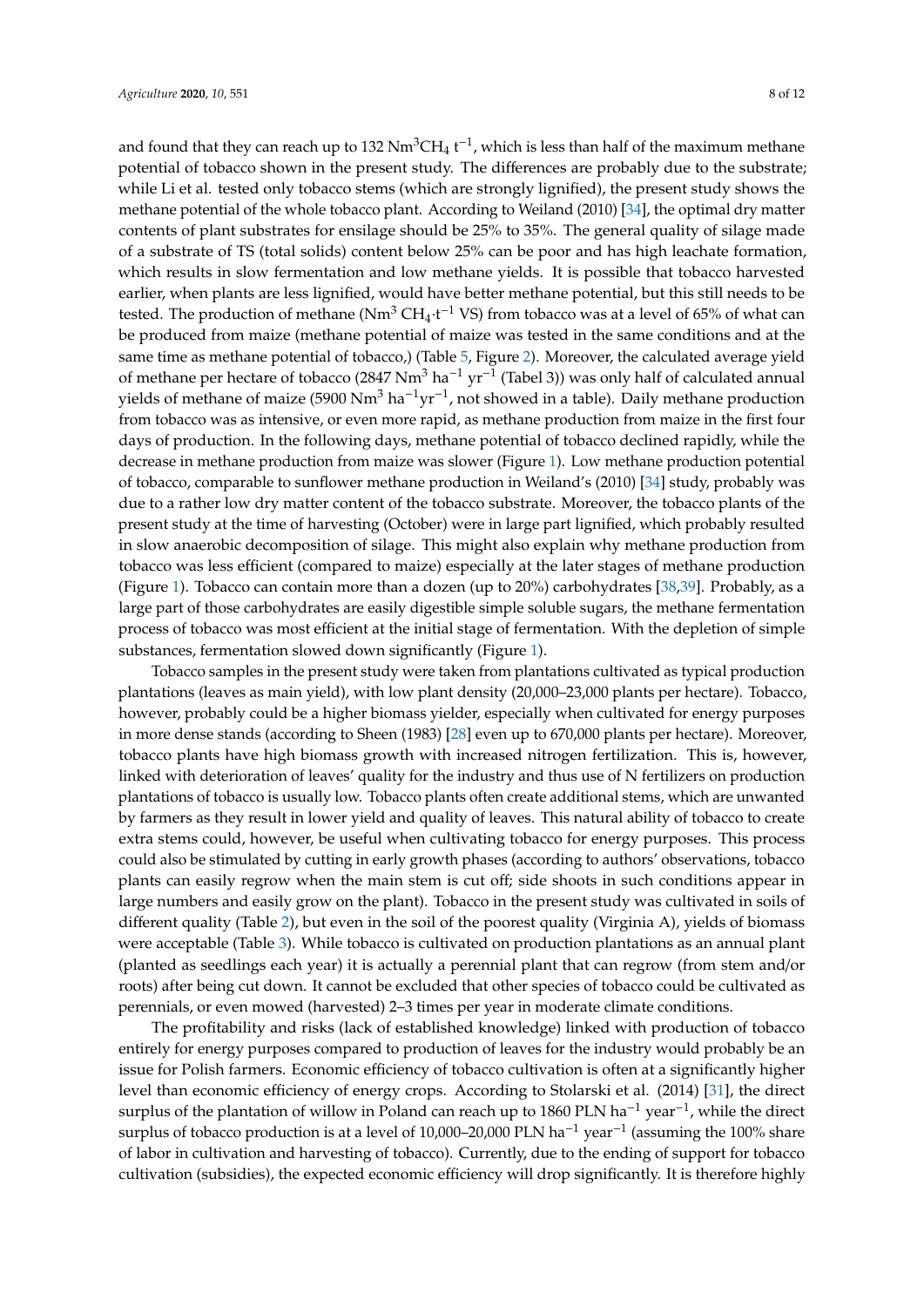and found that they can reach up to 132 $Nm^3CH_4$ $t^{-1}$, which is less than half of the maximum methane potential of tobacco shown in the present study. The differences are probably due to the substrate; while Li et al. tested only tobacco stems (which are strongly lignified), the present study shows the methane potential of the whole tobacco plant. According to Weiland (2010) [34], the optimal dry matter contents of plant substrates for ensilage should be 25% to 35%. The general quality of silage made of a substrate of TS (total solids) content below 25% can be poor and has high leachate formation, which results in slow fermentation and low methane yields. It is possible that tobacco harvested earlier, when plants are less lignified, would have better methane potential, but this still needs to be tested. The production of methane ($Nm^3$ $CH_4 \cdot t^{-1}$ VS) from tobacco was at a level of 65% of what can be produced from maize (methane potential of maize was tested in the same conditions and at the same time as methane potential of tobacco,) (Table 5, Figure 2). Moreover, the calculated average yield of methane per hectare of tobacco (2847 $Nm^3$ $ha^{-1}$ $yr^{-1}$ (Tabel 3)) was only half of calculated annual yields of methane of maize (5900 $Nm^3$ $ha^{-1}yr^{-1}$, not showed in a table). Daily methane production from tobacco was as intensive, or even more rapid, as methane production from maize in the first four days of production. In the following days, methane potential of tobacco declined rapidly, while the decrease in methane production from maize was slower (Figure 1). Low methane production potential of tobacco, comparable to sunflower methane production in Weiland's (2010) [34] study, probably was due to a rather low dry matter content of the tobacco substrate. Moreover, the tobacco plants of the present study at the time of harvesting (October) were in large part lignified, which probably resulted in slow anaerobic decomposition of silage. This might also explain why methane production from tobacco was less efficient (compared to maize) especially at the later stages of methane production (Figure 1). Tobacco can contain more than a dozen (up to 20%) carbohydrates [38,39]. Probably, as a large part of those carbohydrates are easily digestible simple soluble sugars, the methane fermentation process of tobacco was most efficient at the initial stage of fermentation. With the depletion of simple substances, fermentation slowed down significantly (Figure 1).

Tobacco samples in the present study were taken from plantations cultivated as typical production plantations (leaves as main yield), with low plant density (20,000–23,000 plants per hectare). Tobacco, however, probably could be a higher biomass yielder, especially when cultivated for energy purposes in more dense stands (according to Sheen (1983) [28] even up to 670,000 plants per hectare). Moreover, tobacco plants have high biomass growth with increased nitrogen fertilization. This is, however, linked with deterioration of leaves' quality for the industry and thus use of N fertilizers on production plantations of tobacco is usually low. Tobacco plants often create additional stems, which are unwanted by farmers as they result in lower yield and quality of leaves. This natural ability of tobacco to create extra stems could, however, be useful when cultivating tobacco for energy purposes. This process could also be stimulated by cutting in early growth phases (according to authors' observations, tobacco plants can easily regrow when the main stem is cut off; side shoots in such conditions appear in large numbers and easily grow on the plant). Tobacco in the present study was cultivated in soils of different quality (Table 2), but even in the soil of the poorest quality (Virginia A), yields of biomass were acceptable (Table 3). While tobacco is cultivated on production plantations as an annual plant (planted as seedlings each year) it is actually a perennial plant that can regrow (from stem and/or roots) after being cut down. It cannot be excluded that other species of tobacco could be cultivated as perennials, or even mowed (harvested) 2–3 times per year in moderate climate conditions.

The profitability and risks (lack of established knowledge) linked with production of tobacco entirely for energy purposes compared to production of leaves for the industry would probably be an issue for Polish farmers. Economic efficiency of tobacco cultivation is often at a significantly higher level than economic efficiency of energy crops. According to Stolarski et al. (2014) [31], the direct surplus of the plantation of willow in Poland can reach up to 1860 PLN $ha^{-1}$ $year^{-1}$, while the direct surplus of tobacco production is at a level of 10,000–20,000 PLN $ha^{-1}$ $year^{-1}$ (assuming the 100% share of labor in cultivation and harvesting of tobacco). Currently, due to the ending of support for tobacco cultivation (subsidies), the expected economic efficiency will drop significantly. It is therefore highly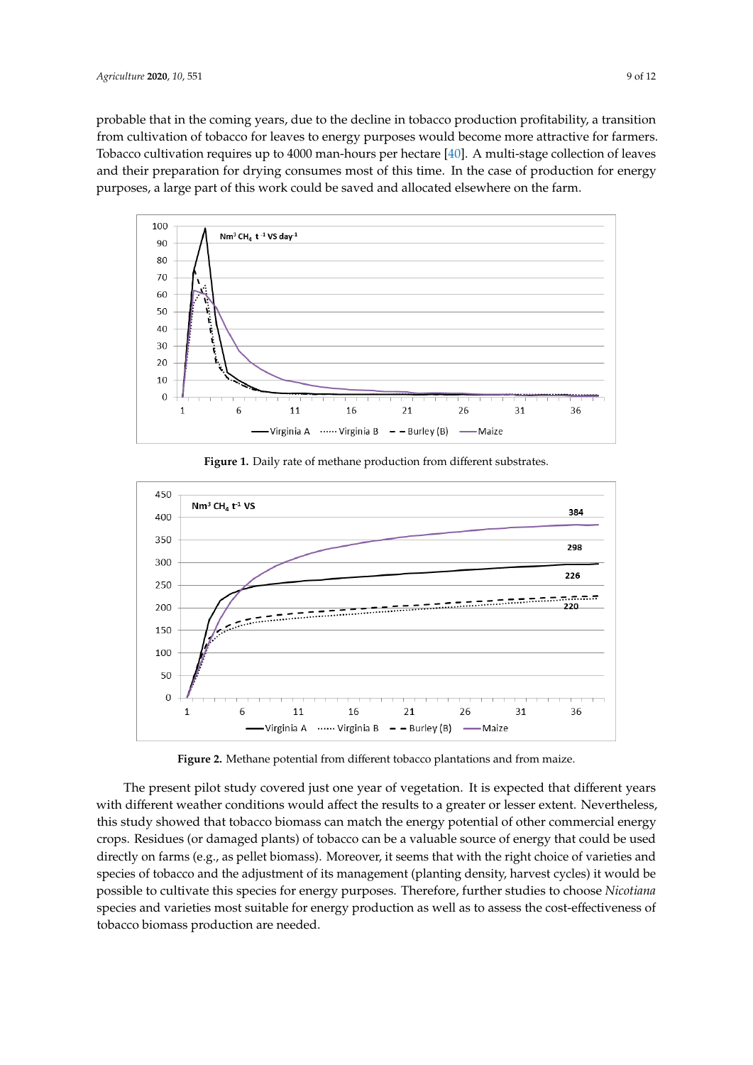probable that in the coming years, due to the decline in tobacco production profitability, a transition from cultivation of tobacco for leaves to energy purposes would become more attractive for farmers. Tobacco cultivation requires up to 4000 man-hours per hectare [40]. A multi-stage collection of leaves and their preparation for drying consumes most of this time. In the case of production for energy purposes, a large part of this work could be saved and allocated elsewhere on the farm.

**Figure 1.** Daily rate of methane production from different substrates.

**Figure 2.** Methane potential from different tobacco plantations and from maize.

The present pilot study covered just one year of vegetation. It is expected that different years with different weather conditions would affect the results to a greater or lesser extent. Nevertheless, this study showed that tobacco biomass can match the energy potential of other commercial energy crops. Residues (or damaged plants) of tobacco can be a valuable source of energy that could be used directly on farms (e.g., as pellet biomass). Moreover, it seems that with the right choice of varieties and species of tobacco and the adjustment of its management (planting density, harvest cycles) it would be possible to cultivate this species for energy purposes. Therefore, further studies to choose *Nicotiana* species and varieties most suitable for energy production as well as to assess the cost-effectiveness of tobacco biomass production are needed.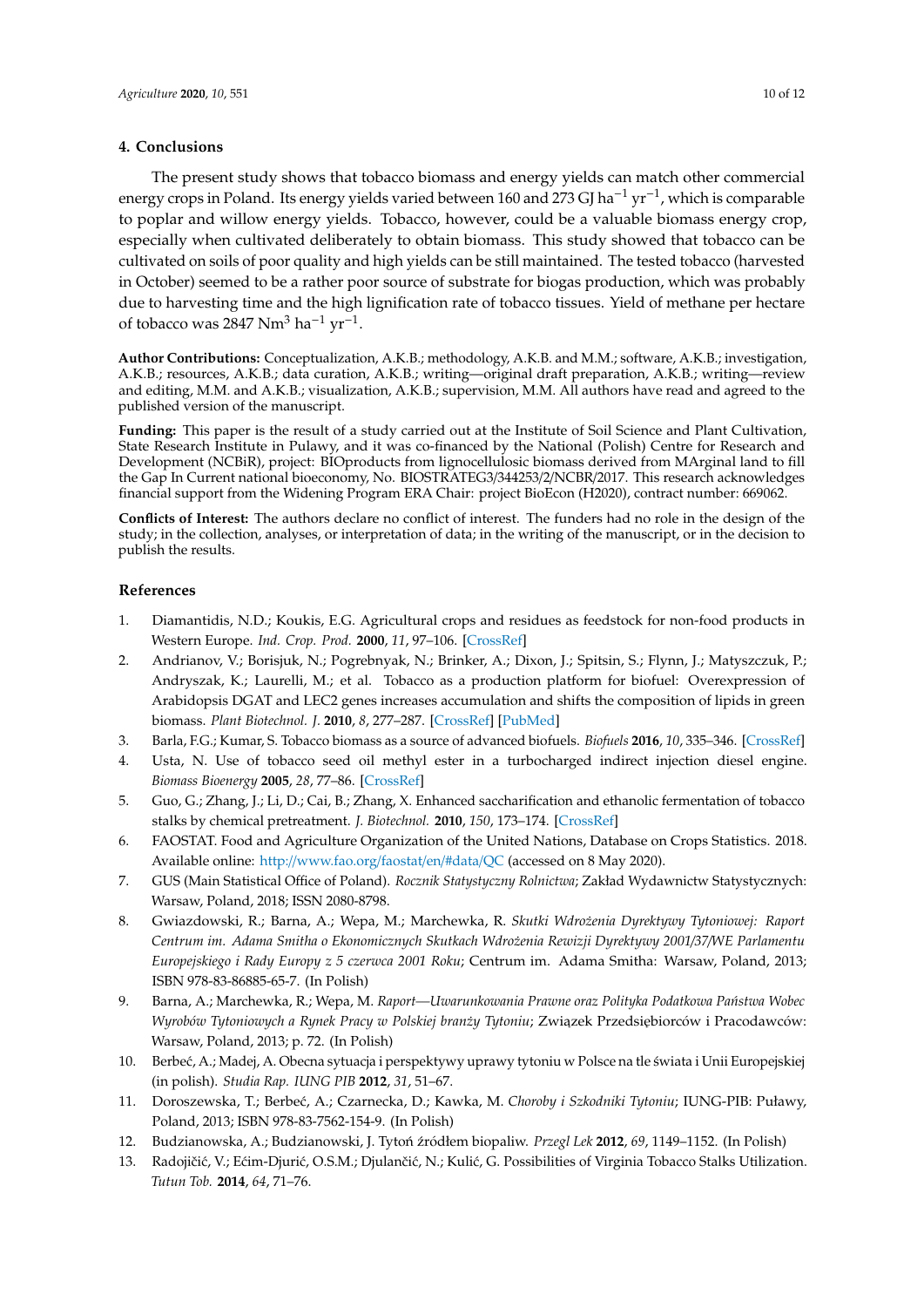## 4. Conclusions

The present study shows that tobacco biomass and energy yields can match other commercial energy crops in Poland. Its energy yields varied between 160 and 273 GJ $ha^{-1}$ $yr^{-1}$, which is comparable to poplar and willow energy yields. Tobacco, however, could be a valuable biomass energy crop, especially when cultivated deliberately to obtain biomass. This study showed that tobacco can be cultivated on soils of poor quality and high yields can be still maintained. The tested tobacco (harvested in October) seemed to be a rather poor source of substrate for biogas production, which was probably due to harvesting time and the high lignification rate of tobacco tissues. Yield of methane per hectare of tobacco was 2847 $Nm^3$ $ha^{-1}$ $yr^{-1}$.

**Author Contributions:** Conceptualization, A.K.B.; methodology, A.K.B. and M.M.; software, A.K.B.; investigation, A.K.B.; resources, A.K.B.; data curation, A.K.B.; writing—original draft preparation, A.K.B.; writing—review and editing, M.M. and A.K.B.; visualization, A.K.B.; supervision, M.M. All authors have read and agreed to the published version of the manuscript.

**Funding:** This paper is the result of a study carried out at the Institute of Soil Science and Plant Cultivation, State Research Institute in Pulawy, and it was co-financed by the National (Polish) Centre for Research and Development (NCBiR), project: BIOproducts from lignocellulosic biomass derived from MArginal land to fill the Gap In Current national bioeconomy, No. BIOSTRATEG3/344253/2/NCBR/2017. This research acknowledges financial support from the Widening Program ERA Chair: project BioEcon (H2020), contract number: 669062.

**Conflicts of Interest:** The authors declare no conflict of interest. The funders had no role in the design of the study; in the collection, analyses, or interpretation of data; in the writing of the manuscript, or in the decision to publish the results.

## References

1. Diamantidis, N.D.; Koukis, E.G. Agricultural crops and residues as feedstock for non-food products in Western Europe. *Ind. Crop. Prod.* **2000**, *11*, 97–106. [CrossRef]
2. Andrianov, V.; Borisjuk, N.; Pogrebnyak, N.; Brinker, A.; Dixon, J.; Spitsin, S.; Flynn, J.; Matyszczuk, P.; Andryszak, K.; Laurelli, M.; et al. Tobacco as a production platform for biofuel: Overexpression of Arabidopsis DGAT and LEC2 genes increases accumulation and shifts the composition of lipids in green biomass. *Plant Biotechnol. J.* **2010**, *8*, 277–287. [CrossRef] [PubMed]
3. Barla, F.G.; Kumar, S. Tobacco biomass as a source of advanced biofuels. *Biofuels* **2016**, *10*, 335–346. [CrossRef]
4. Usta, N. Use of tobacco seed oil methyl ester in a turbocharged indirect injection diesel engine. *Biomass Bioenergy* **2005**, *28*, 77–86. [CrossRef]
5. Guo, G.; Zhang, J.; Li, D.; Cai, B.; Zhang, X. Enhanced saccharification and ethanolic fermentation of tobacco stalks by chemical pretreatment. *J. Biotechnol.* **2010**, *150*, 173–174. [CrossRef]
6. FAOSTAT. Food and Agriculture Organization of the United Nations, Database on Crops Statistics. 2018. Available online: http://www.fao.org/faostat/en/#data/QC (accessed on 8 May 2020).
7. GUS (Main Statistical Office of Poland). *Rocznik Statystyczny Rolnictwa*; Zakład Wydawnictw Statystycznych: Warsaw, Poland, 2018; ISSN 2080-8798.
8. Gwiazdowski, R.; Barna, A.; Wepa, M.; Marchewka, R. *Skutki Wdrożenia Dyrektywy Tytoniowej: Raport Centrum im. Adama Smitha o Ekonomicznych Skutkach Wdrożenia Rewizji Dyrektywy 2001/37/WE Parlamentu Europejskiego i Rady Europy z 5 czerwca 2001 Roku*; Centrum im. Adama Smitha: Warsaw, Poland, 2013; ISBN 978-83-86885-65-7. (In Polish)
9. Barna, A.; Marchewka, R.; Wepa, M. *Raport—Uwarunkowania Prawne oraz Polityka Podatkowa Państwa Wobec Wyrobów Tytoniowych a Rynek Pracy w Polskiej branży Tytoniu*; Związek Przedsiębiorców i Pracodawców: Warsaw, Poland, 2013; p. 72. (In Polish)
10. Berbeć, A.; Madej, A. Obecna sytuacja i perspektywy uprawy tytoniu w Polsce na tle świata i Unii Europejskiej (in polish). *Studia Rap. IUNG PIB* **2012**, *31*, 51–67.
11. Doroszewska, T.; Berbeć, A.; Czarnecka, D.; Kawka, M. *Choroby i Szkodniki Tytoniu*; IUNG-PIB: Puławy, Poland, 2013; ISBN 978-83-7562-154-9. (In Polish)
12. Budzianowska, A.; Budzianowski, J. Tytoń źródłem biopaliw. *Przegl Lek* **2012**, *69*, 1149–1152. (In Polish)
13. Radojičić, V.; Ećim-Djurić, O.S.M.; Djulančić, N.; Kulić, G. Possibilities of Virginia Tobacco Stalks Utilization. *Tutun Tob.* **2014**, *64*, 71–76.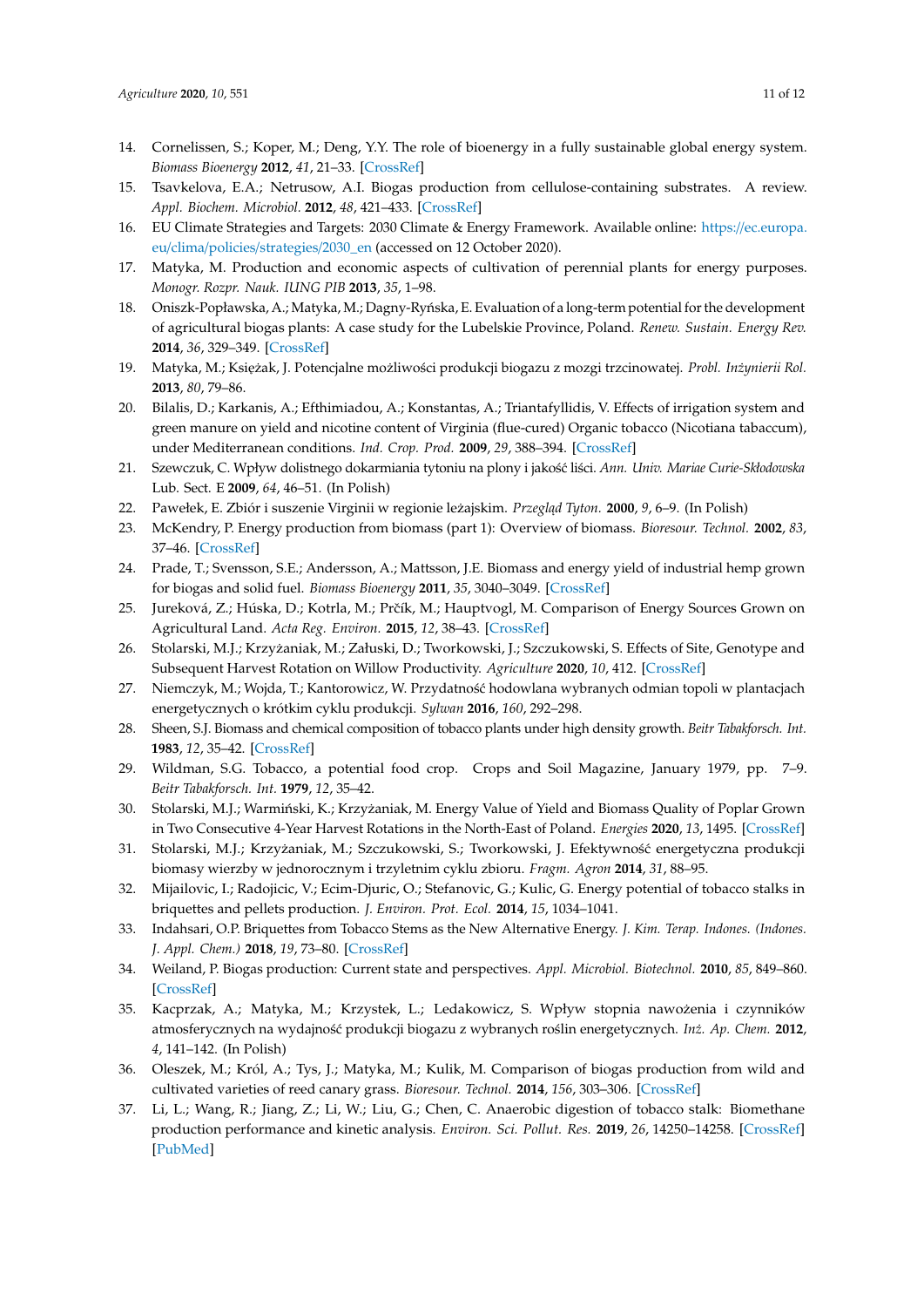14. Cornelissen, S.; Koper, M.; Deng, Y.Y. The role of bioenergy in a fully sustainable global energy system. *Biomass Bioenergy* **2012**, *41*, 21–33. [CrossRef]
15. Tsavkelova, E.A.; Netrusow, A.I. Biogas production from cellulose-containing substrates. A review. *Appl. Biochem. Microbiol.* **2012**, *48*, 421–433. [CrossRef]
16. EU Climate Strategies and Targets: 2030 Climate & Energy Framework. Available online: https://ec.europa.eu/clima/policies/strategies/2030_en (accessed on 12 October 2020).
17. Matyka, M. Production and economic aspects of cultivation of perennial plants for energy purposes. *Monogr. Rozpr. Nauk. IUNG PIB* **2013**, *35*, 1–98.
18. Oniszk-Popławska, A.; Matyka, M.; Dagny-Ryńska, E. Evaluation of a long-term potential for the development of agricultural biogas plants: A case study for the Lubelskie Province, Poland. *Renew. Sustain. Energy Rev.* **2014**, *36*, 329–349. [CrossRef]
19. Matyka, M.; Księżak, J. Potencjalne możliwości produkcji biogazu z mozgi trzcinowatej. *Probl. Inżynierii Rol.* **2013**, *80*, 79–86.
20. Bilalis, D.; Karkanis, A.; Efthimiadou, A.; Konstantas, A.; Triantafyllidis, V. Effects of irrigation system and green manure on yield and nicotine content of Virginia (flue-cured) Organic tobacco (Nicotiana tabaccum), under Mediterranean conditions. *Ind. Crop. Prod.* **2009**, *29*, 388–394. [CrossRef]
21. Szewczuk, C. Wpływ dolistnego dokarmiania tytoniu na plony i jakość liści. *Ann. Univ. Mariae Curie-Skłodowska* Lub. Sect. E **2009**, *64*, 46–51. (In Polish)
22. Pawełek, E. Zbiór i suszenie Virginii w regionie leżajskim. *Przegląd Tyton.* **2000**, *9*, 6–9. (In Polish)
23. McKendry, P. Energy production from biomass (part 1): Overview of biomass. *Bioresour. Technol.* **2002**, *83*, 37–46. [CrossRef]
24. Prade, T.; Svensson, S.E.; Andersson, A.; Mattsson, J.E. Biomass and energy yield of industrial hemp grown for biogas and solid fuel. *Biomass Bioenergy* **2011**, *35*, 3040–3049. [CrossRef]
25. Jureková, Z.; Húska, D.; Kotrla, M.; Prčík, M.; Hauptvogl, M. Comparison of Energy Sources Grown on Agricultural Land. *Acta Reg. Environ.* **2015**, *12*, 38–43. [CrossRef]
26. Stolarski, M.J.; Krzyżaniak, M.; Załuski, D.; Tworkowski, J.; Szczukowski, S. Effects of Site, Genotype and Subsequent Harvest Rotation on Willow Productivity. *Agriculture* **2020**, *10*, 412. [CrossRef]
27. Niemczyk, M.; Wojda, T.; Kantorowicz, W. Przydatność hodowlana wybranych odmian topoli w plantacjach energetycznych o krótkim cyklu produkcji. *Sylwan* **2016**, *160*, 292–298.
28. Sheen, S.J. Biomass and chemical composition of tobacco plants under high density growth. *Beitr Tabakforsch. Int.* **1983**, *12*, 35–42. [CrossRef]
29. Wildman, S.G. Tobacco, a potential food crop. Crops and Soil Magazine, January 1979, pp. 7–9. *Beitr Tabakforsch. Int.* **1979**, *12*, 35–42.
30. Stolarski, M.J.; Warmiński, K.; Krzyżaniak, M. Energy Value of Yield and Biomass Quality of Poplar Grown in Two Consecutive 4-Year Harvest Rotations in the North-East of Poland. *Energies* **2020**, *13*, 1495. [CrossRef]
31. Stolarski, M.J.; Krzyżaniak, M.; Szczukowski, S.; Tworkowski, J. Efektywność energetyczna produkcji biomasy wierzby w jednorocznym i trzyletnim cyklu zbioru. *Fragm. Agron* **2014**, *31*, 88–95.
32. Mijailovic, I.; Radojicic, V.; Ecim-Djuric, O.; Stefanovic, G.; Kulic, G. Energy potential of tobacco stalks in briquettes and pellets production. *J. Environ. Prot. Ecol.* **2014**, *15*, 1034–1041.
33. Indahsari, O.P. Briquettes from Tobacco Stems as the New Alternative Energy. *J. Kim. Terap. Indones. (Indones. J. Appl. Chem.)* **2018**, *19*, 73–80. [CrossRef]
34. Weiland, P. Biogas production: Current state and perspectives. *Appl. Microbiol. Biotechnol.* **2010**, *85*, 849–860. [CrossRef]
35. Kacprzak, A.; Matyka, M.; Krzystek, L.; Ledakowicz, S. Wpływ stopnia nawożenia i czynników atmosferycznych na wydajność produkcji biogazu z wybranych roślin energetycznych. *Inż. Ap. Chem.* **2012**, *4*, 141–142. (In Polish)
36. Oleszek, M.; Król, A.; Tys, J.; Matyka, M.; Kulik, M. Comparison of biogas production from wild and cultivated varieties of reed canary grass. *Bioresour. Technol.* **2014**, *156*, 303–306. [CrossRef]
37. Li, L.; Wang, R.; Jiang, Z.; Li, W.; Liu, G.; Chen, C. Anaerobic digestion of tobacco stalk: Biomethane production performance and kinetic analysis. *Environ. Sci. Pollut. Res.* **2019**, *26*, 14250–14258. [CrossRef] [PubMed]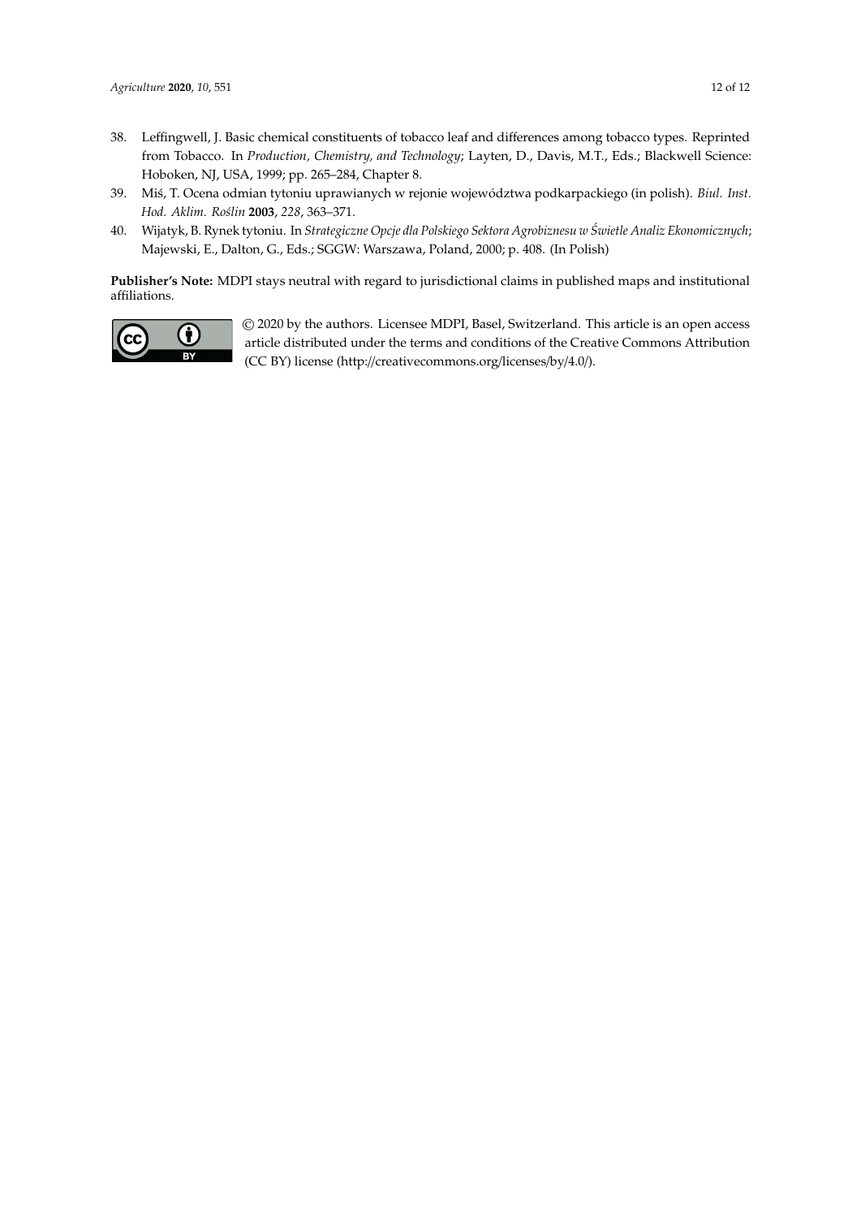38. Leffingwell, J. Basic chemical constituents of tobacco leaf and differences among tobacco types. Reprinted from Tobacco. In *Production, Chemistry, and Technology*; Layten, D., Davis, M.T., Eds.; Blackwell Science: Hoboken, NJ, USA, 1999; pp. 265–284, Chapter 8.
39. Miś, T. Ocena odmian tytoniu uprawianych w rejonie województwa podkarpackiego (in polish). *Biul. Inst. Hod. Aklim. Roślin* **2003**, *228*, 363–371.
40. Wijatyk, B. Rynek tytoniu. In *Strategiczne Opcje dla Polskiego Sektora Agrobiznesu w Świetle Analiz Ekonomicznych*; Majewski, E., Dalton, G., Eds.; SGGW: Warszawa, Poland, 2000; p. 408. (In Polish)

**Publisher's Note:** MDPI stays neutral with regard to jurisdictional claims in published maps and institutional affiliations.

© 2020 by the authors. Licensee MDPI, Basel, Switzerland. This article is an open access article distributed under the terms and conditions of the Creative Commons Attribution (CC BY) license (http://creativecommons.org/licenses/by/4.0/).